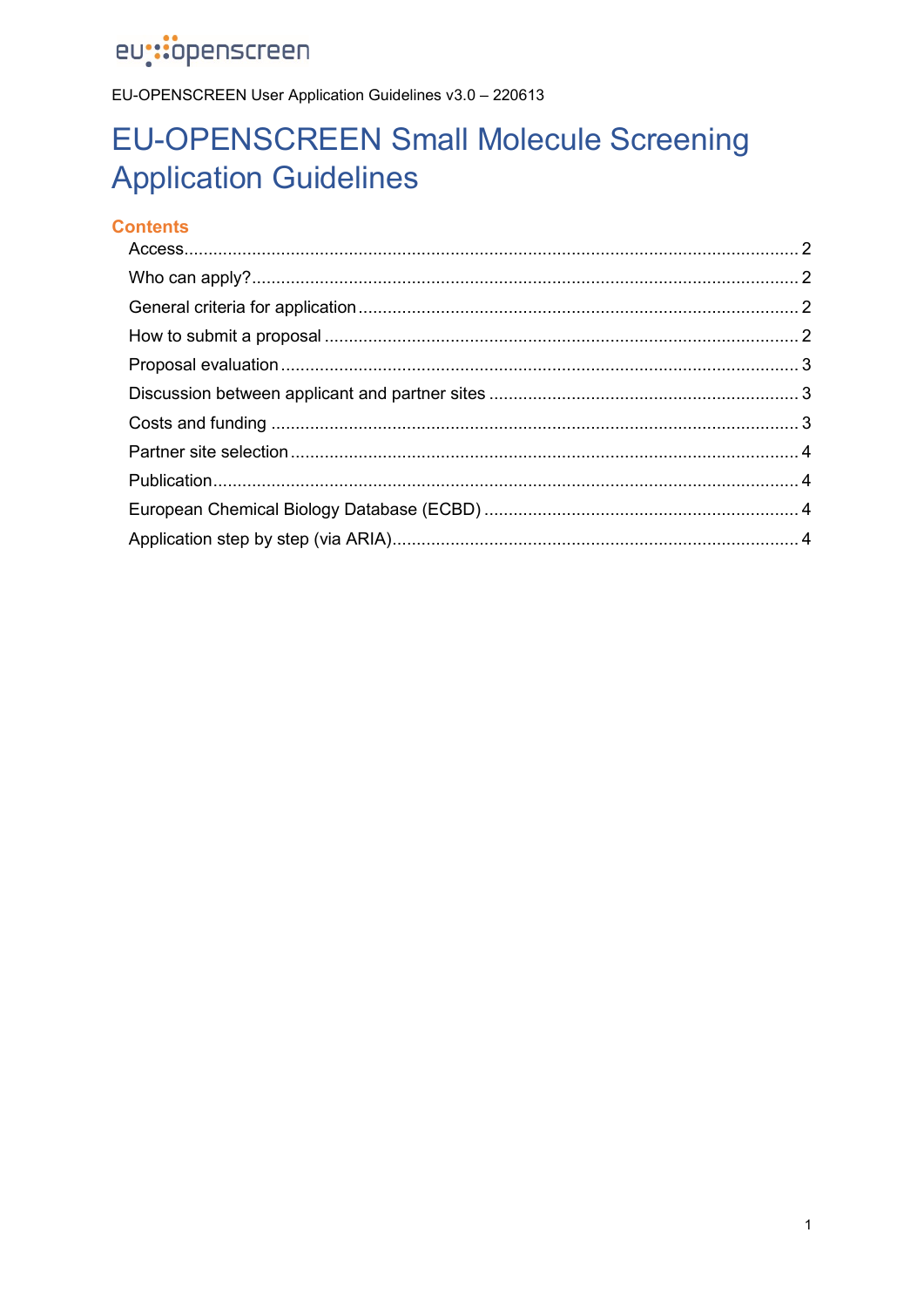eu::openscreen

EU-OPENSCREEN User Application Guidelines v3.0 – 220613

# EU-OPENSCREEN Small Molecule Screening Application Guidelines

## Contents

- Access ... 2
- Who can apply? ... 2
- General criteria for application ... 2
- How to submit a proposal ... 2
- Proposal evaluation ... 3
- Discussion between applicant and partner sites ... 3
- Costs and funding ... 3
- Partner site selection ... 4
- Publication ... 4
- European Chemical Biology Database (ECBD) ... 4
- Application step by step (via ARIA) ... 4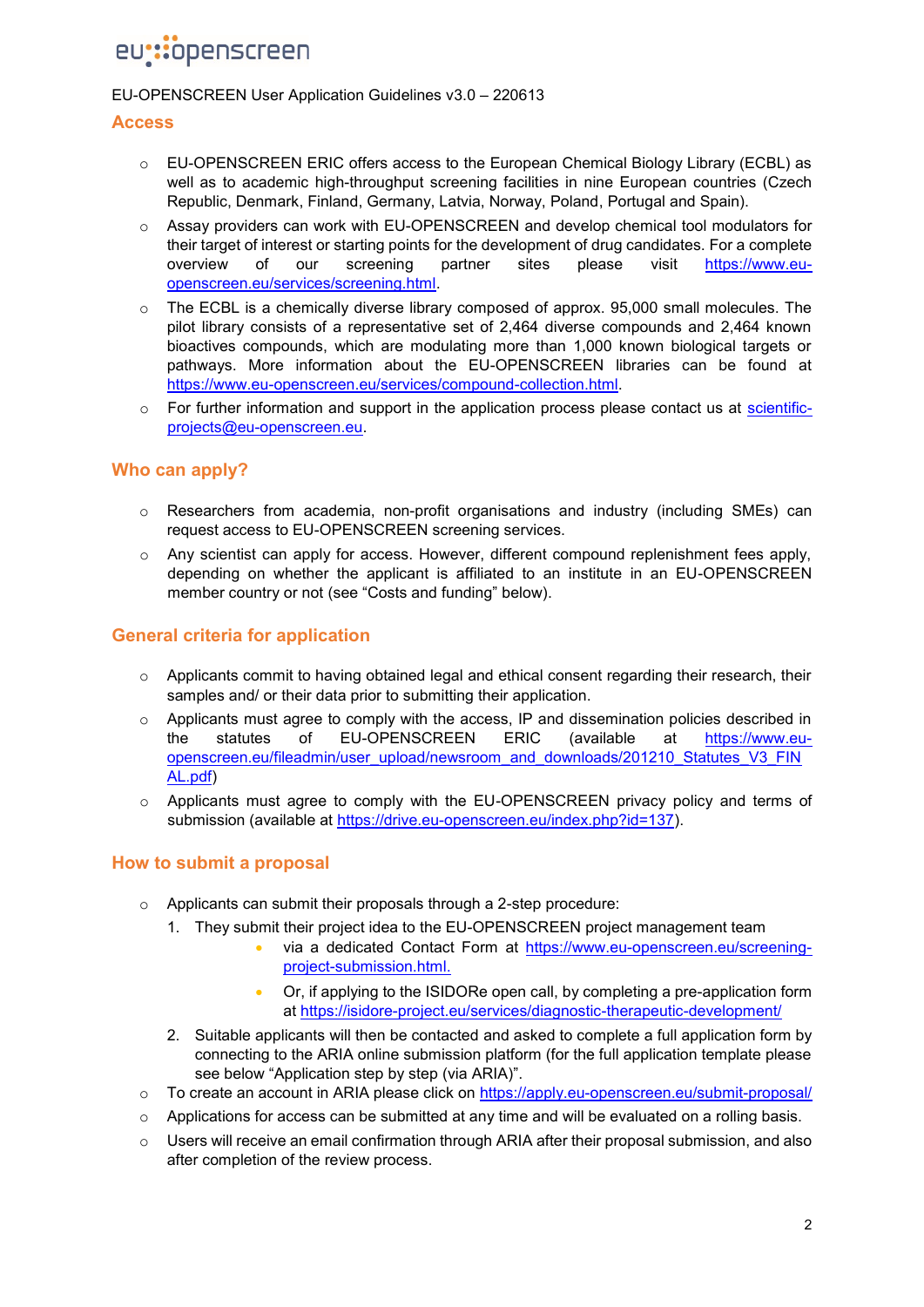EU-OPENSCREEN User Application Guidelines v3.0 – 220613

## Access

- EU-OPENSCREEN ERIC offers access to the European Chemical Biology Library (ECBL) as well as to academic high-throughput screening facilities in nine European countries (Czech Republic, Denmark, Finland, Germany, Latvia, Norway, Poland, Portugal and Spain).
- Assay providers can work with EU-OPENSCREEN and develop chemical tool modulators for their target of interest or starting points for the development of drug candidates. For a complete overview of our screening partner sites please visit https://www.eu-openscreen.eu/services/screening.html.
- The ECBL is a chemically diverse library composed of approx. 95,000 small molecules. The pilot library consists of a representative set of 2,464 diverse compounds and 2,464 known bioactives compounds, which are modulating more than 1,000 known biological targets or pathways. More information about the EU-OPENSCREEN libraries can be found at https://www.eu-openscreen.eu/services/compound-collection.html.
- For further information and support in the application process please contact us at scientific-projects@eu-openscreen.eu.

## Who can apply?

- Researchers from academia, non-profit organisations and industry (including SMEs) can request access to EU-OPENSCREEN screening services.
- Any scientist can apply for access. However, different compound replenishment fees apply, depending on whether the applicant is affiliated to an institute in an EU-OPENSCREEN member country or not (see "Costs and funding" below).

## General criteria for application

- Applicants commit to having obtained legal and ethical consent regarding their research, their samples and/ or their data prior to submitting their application.
- Applicants must agree to comply with the access, IP and dissemination policies described in the statutes of EU-OPENSCREEN ERIC (available at https://www.eu-openscreen.eu/fileadmin/user_upload/newsroom_and_downloads/201210_Statutes_V3_FINAL.pdf)
- Applicants must agree to comply with the EU-OPENSCREEN privacy policy and terms of submission (available at https://drive.eu-openscreen.eu/index.php?id=137).

## How to submit a proposal

- Applicants can submit their proposals through a 2-step procedure:
  1. They submit their project idea to the EU-OPENSCREEN project management team
     - via a dedicated Contact Form at https://www.eu-openscreen.eu/screening-project-submission.html.
     - Or, if applying to the ISIDORe open call, by completing a pre-application form at https://isidore-project.eu/services/diagnostic-therapeutic-development/
  2. Suitable applicants will then be contacted and asked to complete a full application form by connecting to the ARIA online submission platform (for the full application template please see below "Application step by step (via ARIA)".
- To create an account in ARIA please click on https://apply.eu-openscreen.eu/submit-proposal/
- Applications for access can be submitted at any time and will be evaluated on a rolling basis.
- Users will receive an email confirmation through ARIA after their proposal submission, and also after completion of the review process.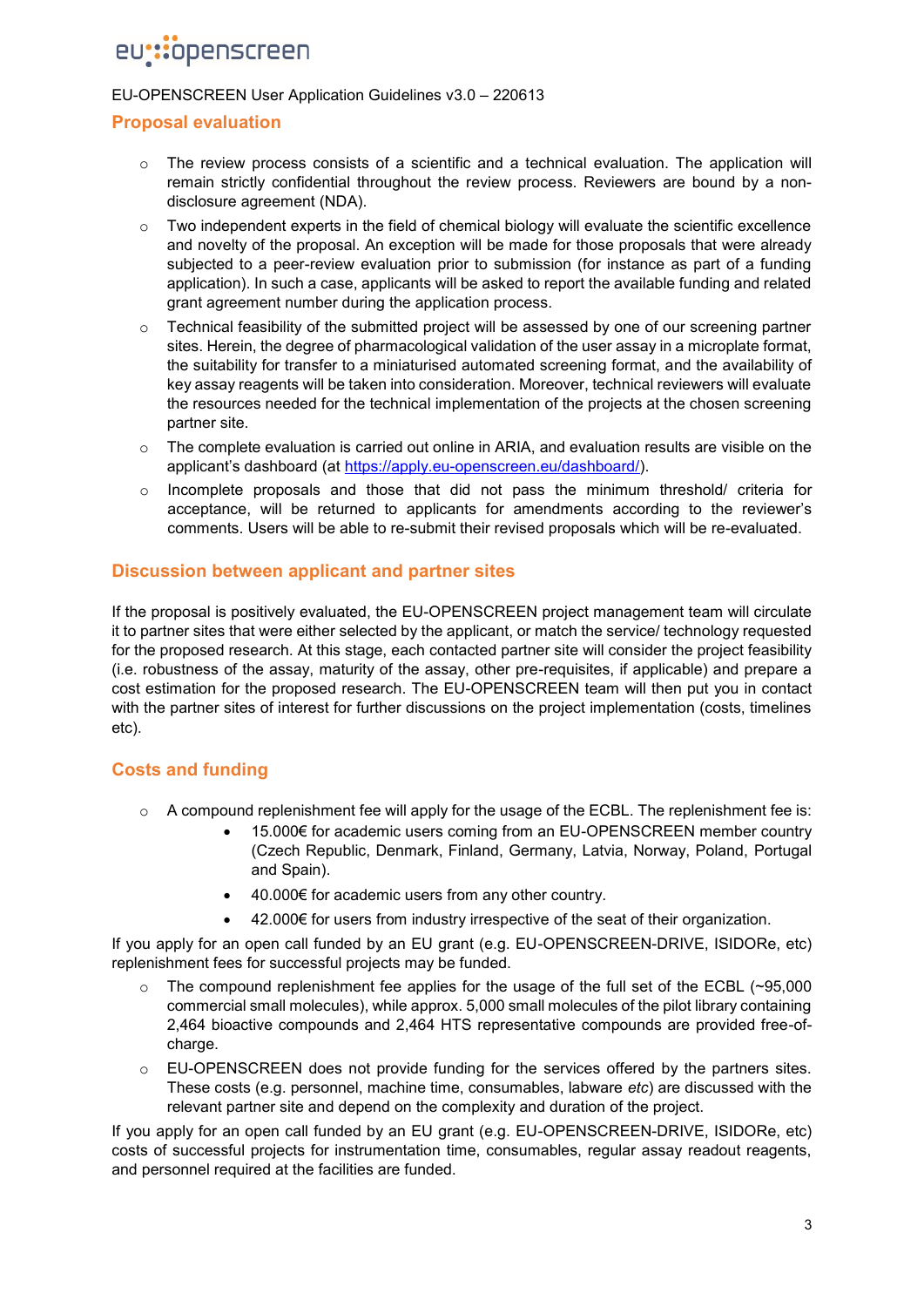## Proposal evaluation

- The review process consists of a scientific and a technical evaluation. The application will remain strictly confidential throughout the review process. Reviewers are bound by a non-disclosure agreement (NDA).
- Two independent experts in the field of chemical biology will evaluate the scientific excellence and novelty of the proposal. An exception will be made for those proposals that were already subjected to a peer-review evaluation prior to submission (for instance as part of a funding application). In such a case, applicants will be asked to report the available funding and related grant agreement number during the application process.
- Technical feasibility of the submitted project will be assessed by one of our screening partner sites. Herein, the degree of pharmacological validation of the user assay in a microplate format, the suitability for transfer to a miniaturised automated screening format, and the availability of key assay reagents will be taken into consideration. Moreover, technical reviewers will evaluate the resources needed for the technical implementation of the projects at the chosen screening partner site.
- The complete evaluation is carried out online in ARIA, and evaluation results are visible on the applicant's dashboard (at [https://apply.eu-openscreen.eu/dashboard/](https://apply.eu-openscreen.eu/dashboard/)).
- Incomplete proposals and those that did not pass the minimum threshold/ criteria for acceptance, will be returned to applicants for amendments according to the reviewer's comments. Users will be able to re-submit their revised proposals which will be re-evaluated.

## Discussion between applicant and partner sites

If the proposal is positively evaluated, the EU-OPENSCREEN project management team will circulate it to partner sites that were either selected by the applicant, or match the service/ technology requested for the proposed research. At this stage, each contacted partner site will consider the project feasibility (i.e. robustness of the assay, maturity of the assay, other pre-requisites, if applicable) and prepare a cost estimation for the proposed research. The EU-OPENSCREEN team will then put you in contact with the partner sites of interest for further discussions on the project implementation (costs, timelines etc).

## Costs and funding

- A compound replenishment fee will apply for the usage of the ECBL. The replenishment fee is:
  - 15.000€ for academic users coming from an EU-OPENSCREEN member country (Czech Republic, Denmark, Finland, Germany, Latvia, Norway, Poland, Portugal and Spain).
  - 40.000€ for academic users from any other country.
  - 42.000€ for users from industry irrespective of the seat of their organization.

If you apply for an open call funded by an EU grant (e.g. EU-OPENSCREEN-DRIVE, ISIDORe, etc) replenishment fees for successful projects may be funded.

- The compound replenishment fee applies for the usage of the full set of the ECBL (~95,000 commercial small molecules), while approx. 5,000 small molecules of the pilot library containing 2,464 bioactive compounds and 2,464 HTS representative compounds are provided free-of-charge.
- EU-OPENSCREEN does not provide funding for the services offered by the partners sites. These costs (e.g. personnel, machine time, consumables, labware *etc*) are discussed with the relevant partner site and depend on the complexity and duration of the project.

If you apply for an open call funded by an EU grant (e.g. EU-OPENSCREEN-DRIVE, ISIDORe, etc) costs of successful projects for instrumentation time, consumables, regular assay readout reagents, and personnel required at the facilities are funded.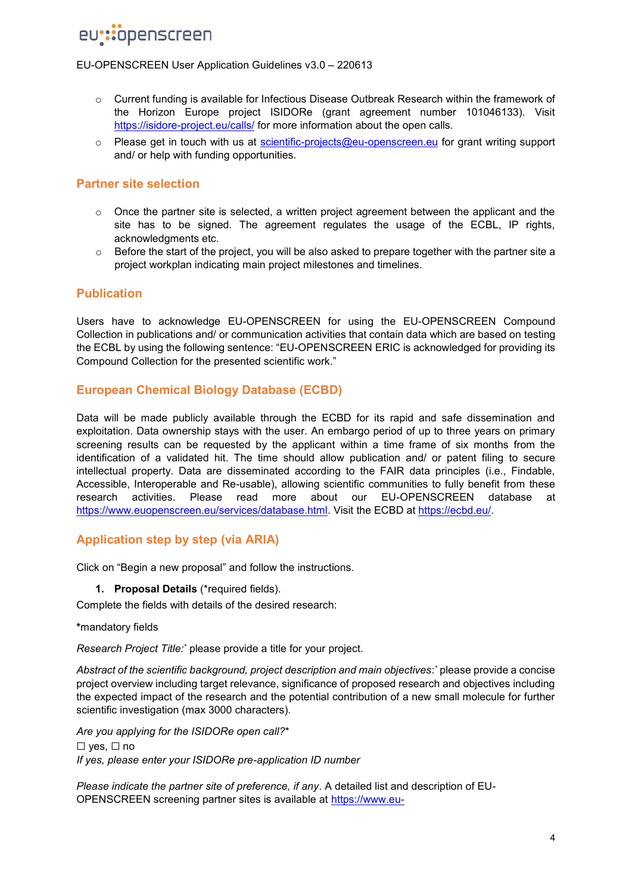- Current funding is available for Infectious Disease Outbreak Research within the framework of the Horizon Europe project ISIDORe (grant agreement number 101046133). Visit https://isidore-project.eu/calls/ for more information about the open calls.
- Please get in touch with us at scientific-projects@eu-openscreen.eu for grant writing support and/ or help with funding opportunities.

## Partner site selection

- Once the partner site is selected, a written project agreement between the applicant and the site has to be signed. The agreement regulates the usage of the ECBL, IP rights, acknowledgments etc.
- Before the start of the project, you will be also asked to prepare together with the partner site a project workplan indicating main project milestones and timelines.

## Publication

Users have to acknowledge EU-OPENSCREEN for using the EU-OPENSCREEN Compound Collection in publications and/ or communication activities that contain data which are based on testing the ECBL by using the following sentence: "EU-OPENSCREEN ERIC is acknowledged for providing its Compound Collection for the presented scientific work."

## European Chemical Biology Database (ECBD)

Data will be made publicly available through the ECBD for its rapid and safe dissemination and exploitation. Data ownership stays with the user. An embargo period of up to three years on primary screening results can be requested by the applicant within a time frame of six months from the identification of a validated hit. The time should allow publication and/ or patent filing to secure intellectual property. Data are disseminated according to the FAIR data principles (i.e., Findable, Accessible, Interoperable and Re-usable), allowing scientific communities to fully benefit from these research activities. Please read more about our EU-OPENSCREEN database at https://www.euopenscreen.eu/services/database.html. Visit the ECBD at https://ecbd.eu/.

## Application step by step (via ARIA)

Click on "Begin a new proposal" and follow the instructions.

1. **Proposal Details** (*required fields).

Complete the fields with details of the desired research:

**\***mandatory fields

*Research Project Title:** please provide a title for your project.

*Abstract of the scientific background, project description and main objectives*:* please provide a concise project overview including target relevance, significance of proposed research and objectives including the expected impact of the research and the potential contribution of a new small molecule for further scientific investigation (max 3000 characters).

*Are you applying for the ISIDORe open call?**
☐ yes, ☐ no
*If yes, please enter your ISIDORe pre-application ID number*

*Please indicate the partner site of preference, if any*. A detailed list and description of EU-OPENSCREEN screening partner sites is available at https://www.eu-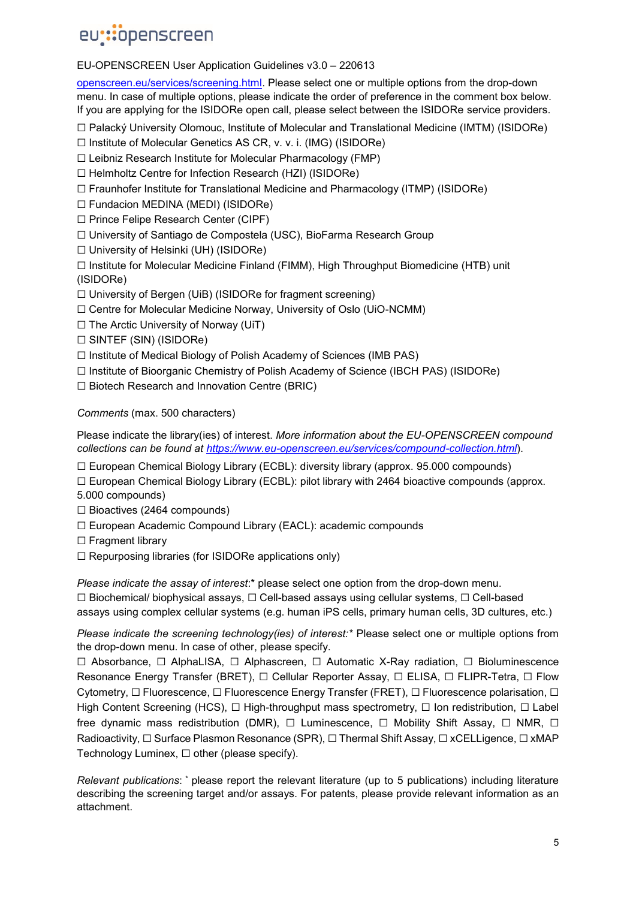[openscreen.eu/services/screening.html](openscreen.eu/services/screening.html). Please select one or multiple options from the drop-down menu. In case of multiple options, please indicate the order of preference in the comment box below. If you are applying for the ISIDORe open call, please select between the ISIDORe service providers.

☐ Palacký University Olomouc, Institute of Molecular and Translational Medicine (IMTM) (ISIDORe)
☐ Institute of Molecular Genetics AS CR, v. v. i. (IMG) (ISIDORe)
☐ Leibniz Research Institute for Molecular Pharmacology (FMP)
☐ Helmholtz Centre for Infection Research (HZI) (ISIDORe)
☐ Fraunhofer Institute for Translational Medicine and Pharmacology (ITMP) (ISIDORe)
☐ Fundacion MEDINA (MEDI) (ISIDORe)
☐ Prince Felipe Research Center (CIPF)
☐ University of Santiago de Compostela (USC), BioFarma Research Group
☐ University of Helsinki (UH) (ISIDORe)
☐ Institute for Molecular Medicine Finland (FIMM), High Throughput Biomedicine (HTB) unit (ISIDORe)
☐ University of Bergen (UiB) (ISIDORe for fragment screening)
☐ Centre for Molecular Medicine Norway, University of Oslo (UiO-NCMM)
☐ The Arctic University of Norway (UiT)
☐ SINTEF (SIN) (ISIDORe)
☐ Institute of Medical Biology of Polish Academy of Sciences (IMB PAS)
☐ Institute of Bioorganic Chemistry of Polish Academy of Science (IBCH PAS) (ISIDORe)
☐ Biotech Research and Innovation Centre (BRIC)

*Comments* (max. 500 characters)

Please indicate the library(ies) of interest. *More information about the EU-OPENSCREEN compound collections can be found at [https://www.eu-openscreen.eu/services/compound-collection.html](https://www.eu-openscreen.eu/services/compound-collection.html)*).

☐ European Chemical Biology Library (ECBL): diversity library (approx. 95.000 compounds)
☐ European Chemical Biology Library (ECBL): pilot library with 2464 bioactive compounds (approx. 5.000 compounds)
☐ Bioactives (2464 compounds)
☐ European Academic Compound Library (EACL): academic compounds
☐ Fragment library
☐ Repurposing libraries (for ISIDORe applications only)

*Please indicate the assay of interest*:* please select one option from the drop-down menu.
☐ Biochemical/ biophysical assays, ☐ Cell-based assays using cellular systems, ☐ Cell-based assays using complex cellular systems (e.g. human iPS cells, primary human cells, 3D cultures, etc.)

*Please indicate the screening technology(ies) of interest:** Please select one or multiple options from the drop-down menu. In case of other, please specify.
☐ Absorbance, ☐ AlphaLISA, ☐ Alphascreen, ☐ Automatic X-Ray radiation, ☐ Bioluminescence Resonance Energy Transfer (BRET), ☐ Cellular Reporter Assay, ☐ ELISA, ☐ FLIPR-Tetra, ☐ Flow Cytometry, ☐ Fluorescence, ☐ Fluorescence Energy Transfer (FRET), ☐ Fluorescence polarisation, ☐ High Content Screening (HCS), ☐ High-throughput mass spectrometry, ☐ Ion redistribution, ☐ Label free dynamic mass redistribution (DMR), ☐ Luminescence, ☐ Mobility Shift Assay, ☐ NMR, ☐ Radioactivity, ☐ Surface Plasmon Resonance (SPR), ☐ Thermal Shift Assay, ☐ xCELLigence, ☐ xMAP Technology Luminex, ☐ other (please specify).

*Relevant publications*: * please report the relevant literature (up to 5 publications) including literature describing the screening target and/or assays. For patents, please provide relevant information as an attachment.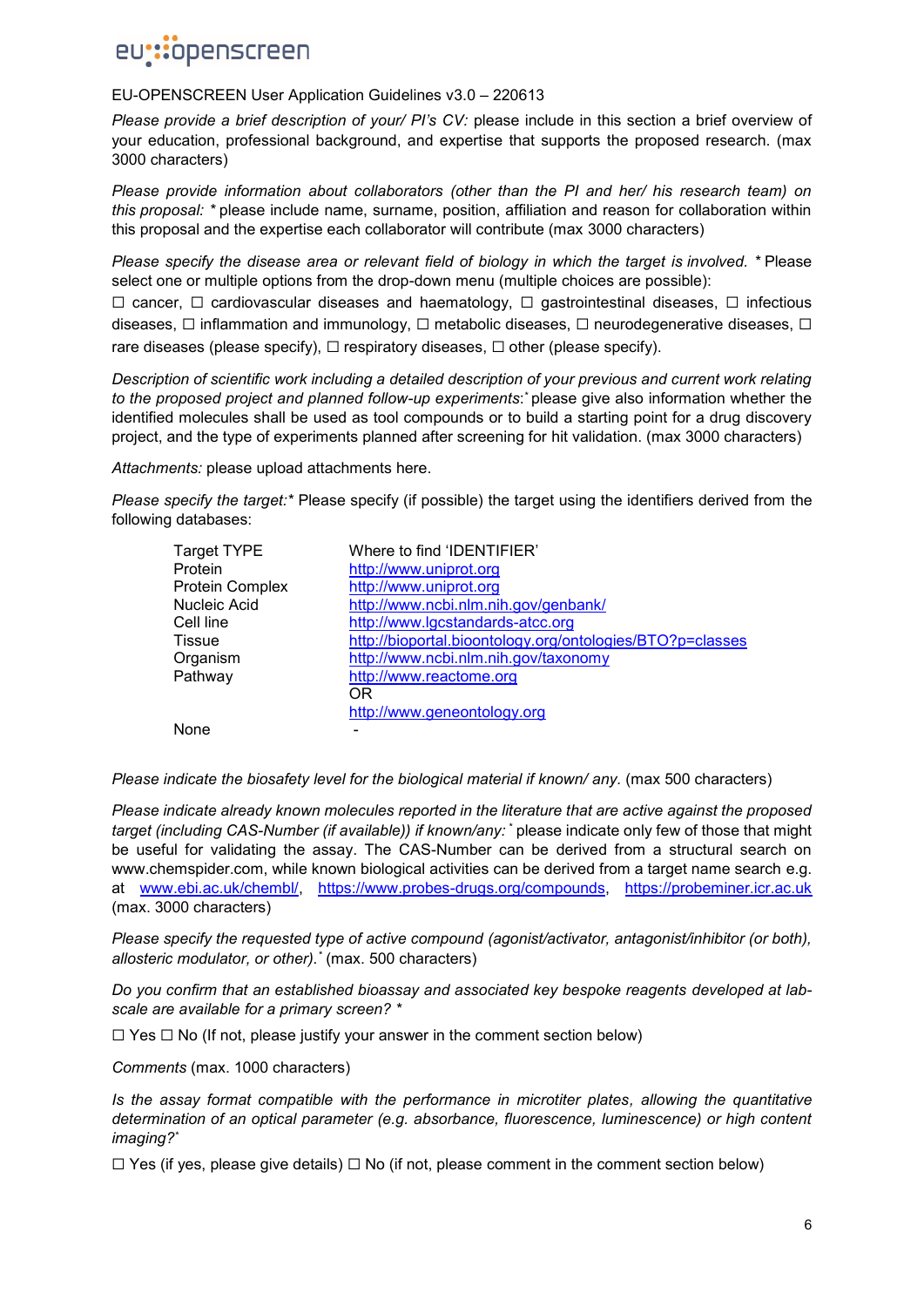EU-OPENSCREEN User Application Guidelines v3.0 – 220613

*Please provide a brief description of your/ PI's CV:* please include in this section a brief overview of your education, professional background, and expertise that supports the proposed research. (max 3000 characters)

*Please provide information about collaborators (other than the PI and her/ his research team) on this proposal:* * please include name, surname, position, affiliation and reason for collaboration within this proposal and the expertise each collaborator will contribute (max 3000 characters)

*Please specify the disease area or relevant field of biology in which the target is involved.* * Please select one or multiple options from the drop-down menu (multiple choices are possible):

☐ cancer, ☐ cardiovascular diseases and haematology, ☐ gastrointestinal diseases, ☐ infectious diseases, ☐ inflammation and immunology, ☐ metabolic diseases, ☐ neurodegenerative diseases, ☐ rare diseases (please specify), ☐ respiratory diseases, ☐ other (please specify).

*Description of scientific work including a detailed description of your previous and current work relating to the proposed project and planned follow-up experiments*:* please give also information whether the identified molecules shall be used as tool compounds or to build a starting point for a drug discovery project, and the type of experiments planned after screening for hit validation. (max 3000 characters)

*Attachments:* please upload attachments here.

*Please specify the target:** Please specify (if possible) the target using the identifiers derived from the following databases:

| Target TYPE | Where to find 'IDENTIFIER' |
|---|---|
| Protein | http://www.uniprot.org |
| Protein Complex | http://www.uniprot.org |
| Nucleic Acid | http://www.ncbi.nlm.nih.gov/genbank/ |
| Cell line | http://www.lgcstandards-atcc.org |
| Tissue | http://bioportal.bioontology.org/ontologies/BTO?p=classes |
| Organism | http://www.ncbi.nlm.nih.gov/taxonomy |
| Pathway | http://www.reactome.org<br>OR<br>http://www.geneontology.org |
| None | - |

*Please indicate the biosafety level for the biological material if known/ any.* (max 500 characters)

*Please indicate already known molecules reported in the literature that are active against the proposed target (including CAS-Number (if available)) if known/any:** please indicate only few of those that might be useful for validating the assay. The CAS-Number can be derived from a structural search on www.chemspider.com, while known biological activities can be derived from a target name search e.g. at www.ebi.ac.uk/chembl/, https://www.probes-drugs.org/compounds, https://probeminer.icr.ac.uk (max. 3000 characters)

*Please specify the requested type of active compound (agonist/activator, antagonist/inhibitor (or both), allosteric modulator, or other).** (max. 500 characters)

*Do you confirm that an established bioassay and associated key bespoke reagents developed at lab-scale are available for a primary screen?* *

☐ Yes ☐ No (If not, please justify your answer in the comment section below)

*Comments* (max. 1000 characters)

*Is the assay format compatible with the performance in microtiter plates, allowing the quantitative determination of an optical parameter (e.g. absorbance, fluorescence, luminescence) or high content imaging?**

☐ Yes (if yes, please give details) ☐ No (if not, please comment in the comment section below)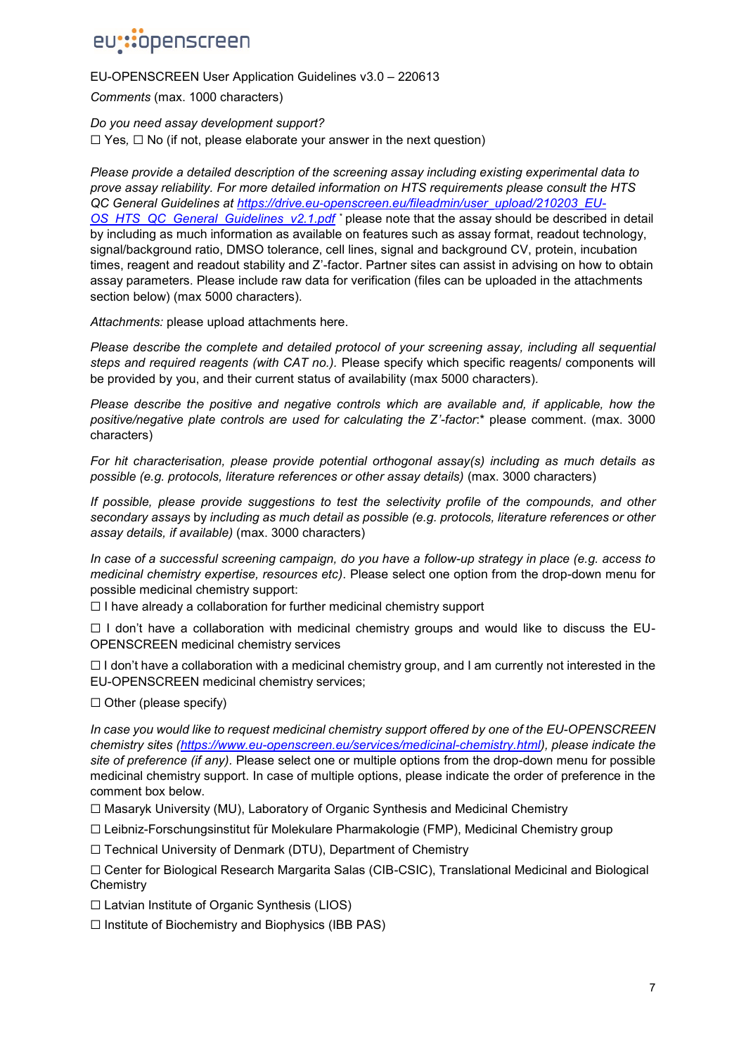*Comments* (max. 1000 characters)

*Do you need assay development support?*
☐ Yes, ☐ No (if not, please elaborate your answer in the next question)

*Please provide a detailed description of the screening assay including existing experimental data to prove assay reliability. For more detailed information on HTS requirements please consult the HTS QC General Guidelines at [https://drive.eu-openscreen.eu/fileadmin/user_upload/210203_EU-OS_HTS_QC_General_Guidelines_v2.1.pdf](https://drive.eu-openscreen.eu/fileadmin/user_upload/210203_EU-OS_HTS_QC_General_Guidelines_v2.1.pdf)* [*] please note that the assay should be described in detail by including as much information as available on features such as assay format, readout technology, signal/background ratio, DMSO tolerance, cell lines, signal and background CV, protein, incubation times, reagent and readout stability and Z'-factor. Partner sites can assist in advising on how to obtain assay parameters. Please include raw data for verification (files can be uploaded in the attachments section below) (max 5000 characters).

*Attachments:* please upload attachments here.

*Please describe the complete and detailed protocol of your screening assay, including all sequential steps and required reagents (with CAT no.).* Please specify which specific reagents/ components will be provided by you, and their current status of availability (max 5000 characters).

*Please describe the positive and negative controls which are available and, if applicable, how the positive/negative plate controls are used for calculating the Z'-factor*:* please comment. (max. 3000 characters)

*For hit characterisation, please provide potential orthogonal assay(s) including as much details as possible (e.g. protocols, literature references or other assay details)* (max. 3000 characters)

*If possible, please provide suggestions to test the selectivity profile of the compounds, and other secondary assays* by *including as much detail as possible (e.g. protocols, literature references or other assay details, if available)* (max. 3000 characters)

*In case of a successful screening campaign, do you have a follow-up strategy in place (e.g. access to medicinal chemistry expertise, resources etc).* Please select one option from the drop-down menu for possible medicinal chemistry support:

☐ I have already a collaboration for further medicinal chemistry support

☐ I don't have a collaboration with medicinal chemistry groups and would like to discuss the EU-OPENSCREEN medicinal chemistry services

☐ I don't have a collaboration with a medicinal chemistry group, and I am currently not interested in the EU-OPENSCREEN medicinal chemistry services;

☐ Other (please specify)

*In case you would like to request medicinal chemistry support offered by one of the EU-OPENSCREEN chemistry sites ([https://www.eu-openscreen.eu/services/medicinal-chemistry.html](https://www.eu-openscreen.eu/services/medicinal-chemistry.html)), please indicate the site of preference (if any).* Please select one or multiple options from the drop-down menu for possible medicinal chemistry support. In case of multiple options, please indicate the order of preference in the comment box below.

☐ Masaryk University (MU), Laboratory of Organic Synthesis and Medicinal Chemistry

☐ Leibniz-Forschungsinstitut für Molekulare Pharmakologie (FMP), Medicinal Chemistry group

☐ Technical University of Denmark (DTU), Department of Chemistry

☐ Center for Biological Research Margarita Salas (CIB-CSIC), Translational Medicinal and Biological Chemistry

☐ Latvian Institute of Organic Synthesis (LIOS)

☐ Institute of Biochemistry and Biophysics (IBB PAS)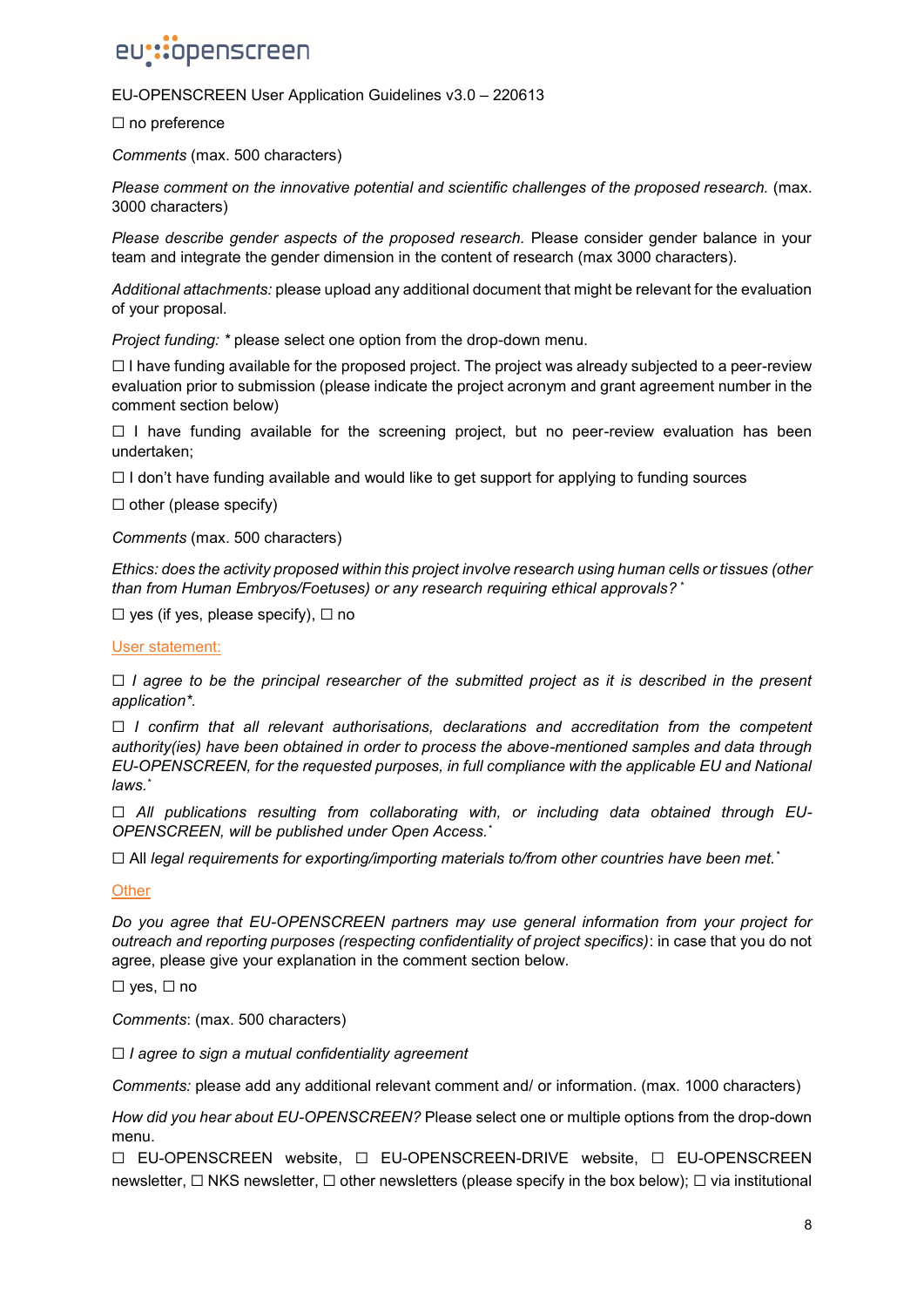☐ no preference

*Comments* (max. 500 characters)

*Please comment on the innovative potential and scientific challenges of the proposed research.* (max. 3000 characters)

*Please describe gender aspects of the proposed research.* Please consider gender balance in your team and integrate the gender dimension in the content of research (max 3000 characters).

*Additional attachments:* please upload any additional document that might be relevant for the evaluation of your proposal.

*Project funding:* * please select one option from the drop-down menu.

☐ I have funding available for the proposed project. The project was already subjected to a peer-review evaluation prior to submission (please indicate the project acronym and grant agreement number in the comment section below)

☐ I have funding available for the screening project, but no peer-review evaluation has been undertaken;

☐ I don't have funding available and would like to get support for applying to funding sources

☐ other (please specify)

*Comments* (max. 500 characters)

*Ethics: does the activity proposed within this project involve research using human cells or tissues (other than from Human Embryos/Foetuses) or any research requiring ethical approvals?* *

☐ yes (if yes, please specify), ☐ no

## User statement:

☐ *I agree to be the principal researcher of the submitted project as it is described in the present application*.*

☐ *I confirm that all relevant authorisations, declarations and accreditation from the competent authority(ies) have been obtained in order to process the above-mentioned samples and data through EU-OPENSCREEN, for the requested purposes, in full compliance with the applicable EU and National laws.* *

☐ *All publications resulting from collaborating with, or including data obtained through EU-OPENSCREEN, will be published under Open Access.* *

☐ All *legal requirements for exporting/importing materials to/from other countries have been met.* *

## Other

*Do you agree that EU-OPENSCREEN partners may use general information from your project for outreach and reporting purposes (respecting confidentiality of project specifics)*: in case that you do not agree, please give your explanation in the comment section below.

☐ yes, ☐ no

*Comments*: (max. 500 characters)

☐ *I agree to sign a mutual confidentiality agreement*

*Comments:* please add any additional relevant comment and/ or information. (max. 1000 characters)

*How did you hear about EU-OPENSCREEN?* Please select one or multiple options from the drop-down menu.

☐ EU-OPENSCREEN website, ☐ EU-OPENSCREEN-DRIVE website, ☐ EU-OPENSCREEN newsletter, ☐ NKS newsletter, ☐ other newsletters (please specify in the box below); ☐ via institutional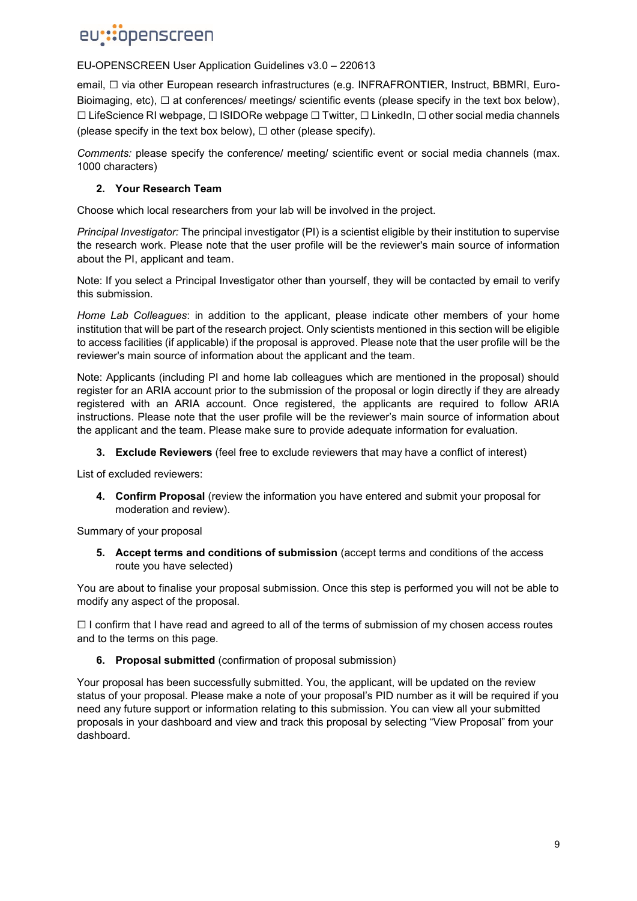email, ☐ via other European research infrastructures (e.g. INFRAFRONTIER, Instruct, BBMRI, Euro-Bioimaging, etc), ☐ at conferences/ meetings/ scientific events (please specify in the text box below), ☐ LifeScience RI webpage, ☐ ISIDORe webpage ☐ Twitter, ☐ LinkedIn, ☐ other social media channels (please specify in the text box below), ☐ other (please specify).

*Comments:* please specify the conference/ meeting/ scientific event or social media channels (max. 1000 characters)

2. **Your Research Team**

Choose which local researchers from your lab will be involved in the project.

*Principal Investigator:* The principal investigator (PI) is a scientist eligible by their institution to supervise the research work. Please note that the user profile will be the reviewer's main source of information about the PI, applicant and team.

Note: If you select a Principal Investigator other than yourself, they will be contacted by email to verify this submission.

*Home Lab Colleagues*: in addition to the applicant, please indicate other members of your home institution that will be part of the research project. Only scientists mentioned in this section will be eligible to access facilities (if applicable) if the proposal is approved. Please note that the user profile will be the reviewer's main source of information about the applicant and the team.

Note: Applicants (including PI and home lab colleagues which are mentioned in the proposal) should register for an ARIA account prior to the submission of the proposal or login directly if they are already registered with an ARIA account. Once registered, the applicants are required to follow ARIA instructions. Please note that the user profile will be the reviewer's main source of information about the applicant and the team. Please make sure to provide adequate information for evaluation.

3. **Exclude Reviewers** (feel free to exclude reviewers that may have a conflict of interest)

List of excluded reviewers:

4. **Confirm Proposal** (review the information you have entered and submit your proposal for moderation and review).

Summary of your proposal

5. **Accept terms and conditions of submission** (accept terms and conditions of the access route you have selected)

You are about to finalise your proposal submission. Once this step is performed you will not be able to modify any aspect of the proposal.

☐ I confirm that I have read and agreed to all of the terms of submission of my chosen access routes and to the terms on this page.

6. **Proposal submitted** (confirmation of proposal submission)

Your proposal has been successfully submitted. You, the applicant, will be updated on the review status of your proposal. Please make a note of your proposal's PID number as it will be required if you need any future support or information relating to this submission. You can view all your submitted proposals in your dashboard and view and track this proposal by selecting "View Proposal" from your dashboard.